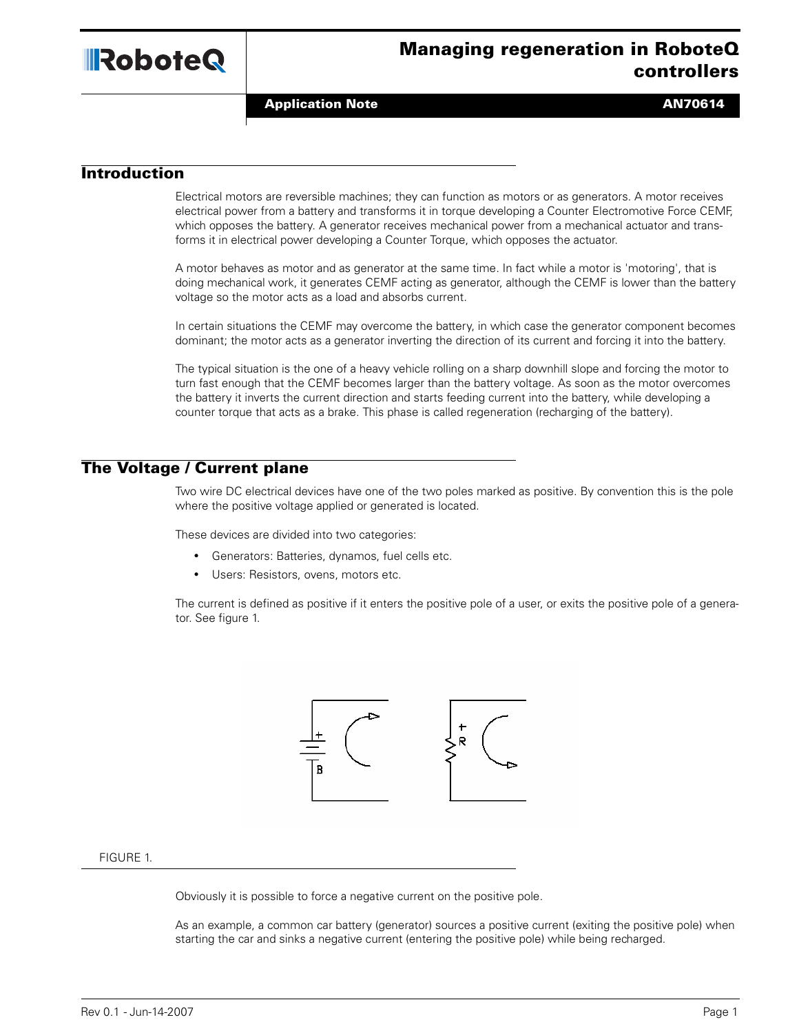# Managing regeneration in RoboteQ controllers

**Application Note** **AN70614**

## Introduction

Electrical motors are reversible machines; they can function as motors or as generators. A motor receives electrical power from a battery and transforms it in torque developing a Counter Electromotive Force CEMF, which opposes the battery. A generator receives mechanical power from a mechanical actuator and transforms it in electrical power developing a Counter Torque, which opposes the actuator.

A motor behaves as motor and as generator at the same time. In fact while a motor is 'motoring', that is doing mechanical work, it generates CEMF acting as generator, although the CEMF is lower than the battery voltage so the motor acts as a load and absorbs current.

In certain situations the CEMF may overcome the battery, in which case the generator component becomes dominant; the motor acts as a generator inverting the direction of its current and forcing it into the battery.

The typical situation is the one of a heavy vehicle rolling on a sharp downhill slope and forcing the motor to turn fast enough that the CEMF becomes larger than the battery voltage. As soon as the motor overcomes the battery it inverts the current direction and starts feeding current into the battery, while developing a counter torque that acts as a brake. This phase is called regeneration (recharging of the battery).

## The Voltage / Current plane

Two wire DC electrical devices have one of the two poles marked as positive. By convention this is the pole where the positive voltage applied or generated is located.

These devices are divided into two categories:

- Generators: Batteries, dynamos, fuel cells etc.
- Users: Resistors, ovens, motors etc.

The current is defined as positive if it enters the positive pole of a user, or exits the positive pole of a generator. See figure 1.

FIGURE 1.

Obviously it is possible to force a negative current on the positive pole.

As an example, a common car battery (generator) sources a positive current (exiting the positive pole) when starting the car and sinks a negative current (entering the positive pole) while being recharged.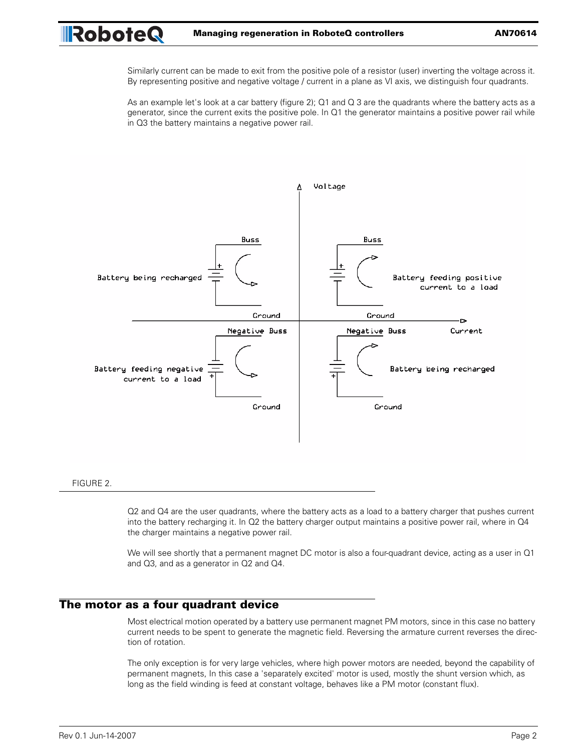Similarly current can be made to exit from the positive pole of a resistor (user) inverting the voltage across it. By representing positive and negative voltage / current in a plane as VI axis, we distinguish four quadrants.

As an example let's look at a car battery (figure 2); Q1 and Q 3 are the quadrants where the battery acts as a generator, since the current exits the positive pole. In Q1 the generator maintains a positive power rail while in Q3 the battery maintains a negative power rail.

FIGURE 2.

Q2 and Q4 are the user quadrants, where the battery acts as a load to a battery charger that pushes current into the battery recharging it. In Q2 the battery charger output maintains a positive power rail, where in Q4 the charger maintains a negative power rail.

We will see shortly that a permanent magnet DC motor is also a four-quadrant device, acting as a user in Q1 and Q3, and as a generator in Q2 and Q4.

## The motor as a four quadrant device

Most electrical motion operated by a battery use permanent magnet PM motors, since in this case no battery current needs to be spent to generate the magnetic field. Reversing the armature current reverses the direction of rotation.

The only exception is for very large vehicles, where high power motors are needed, beyond the capability of permanent magnets, In this case a 'separately excited' motor is used, mostly the shunt version which, as long as the field winding is feed at constant voltage, behaves like a PM motor (constant flux).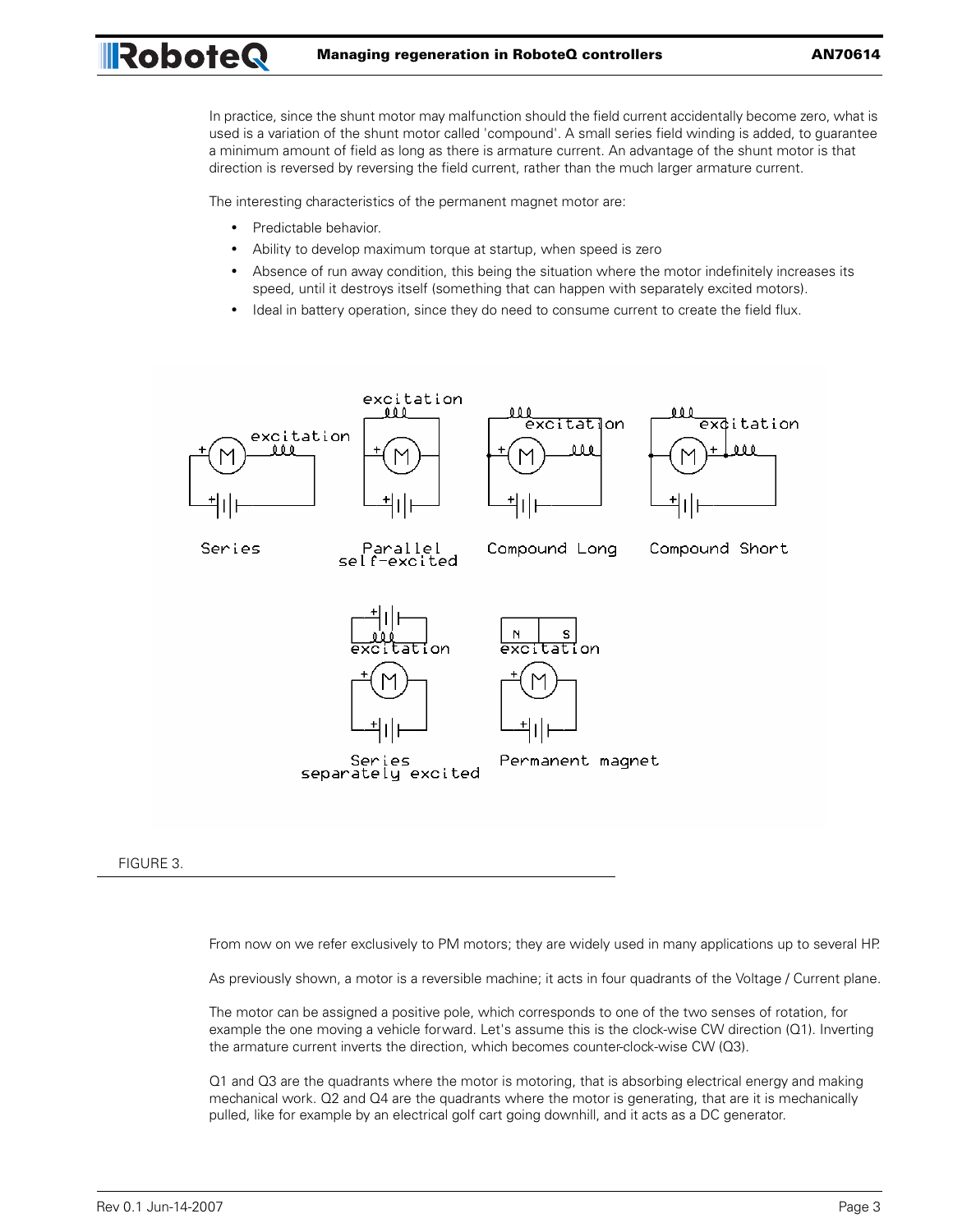In practice, since the shunt motor may malfunction should the field current accidentally become zero, what is used is a variation of the shunt motor called 'compound'. A small series field winding is added, to guarantee a minimum amount of field as long as there is armature current. An advantage of the shunt motor is that direction is reversed by reversing the field current, rather than the much larger armature current.

The interesting characteristics of the permanent magnet motor are:

- Predictable behavior.
- Ability to develop maximum torque at startup, when speed is zero
- Absence of run away condition, this being the situation where the motor indefinitely increases its speed, until it destroys itself (something that can happen with separately excited motors).
- Ideal in battery operation, since they do need to consume current to create the field flux.

FIGURE 3.

From now on we refer exclusively to PM motors; they are widely used in many applications up to several HP.

As previously shown, a motor is a reversible machine; it acts in four quadrants of the Voltage / Current plane.

The motor can be assigned a positive pole, which corresponds to one of the two senses of rotation, for example the one moving a vehicle forward. Let's assume this is the clock-wise CW direction (Q1). Inverting the armature current inverts the direction, which becomes counter-clock-wise CW (Q3).

Q1 and Q3 are the quadrants where the motor is motoring, that is absorbing electrical energy and making mechanical work. Q2 and Q4 are the quadrants where the motor is generating, that are it is mechanically pulled, like for example by an electrical golf cart going downhill, and it acts as a DC generator.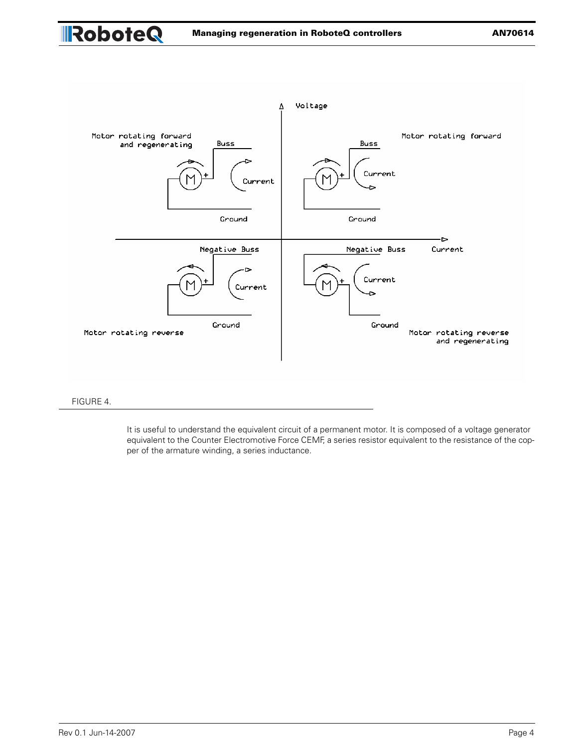FIGURE 4.

It is useful to understand the equivalent circuit of a permanent motor. It is composed of a voltage generator equivalent to the Counter Electromotive Force CEMF, a series resistor equivalent to the resistance of the copper of the armature winding, a series inductance.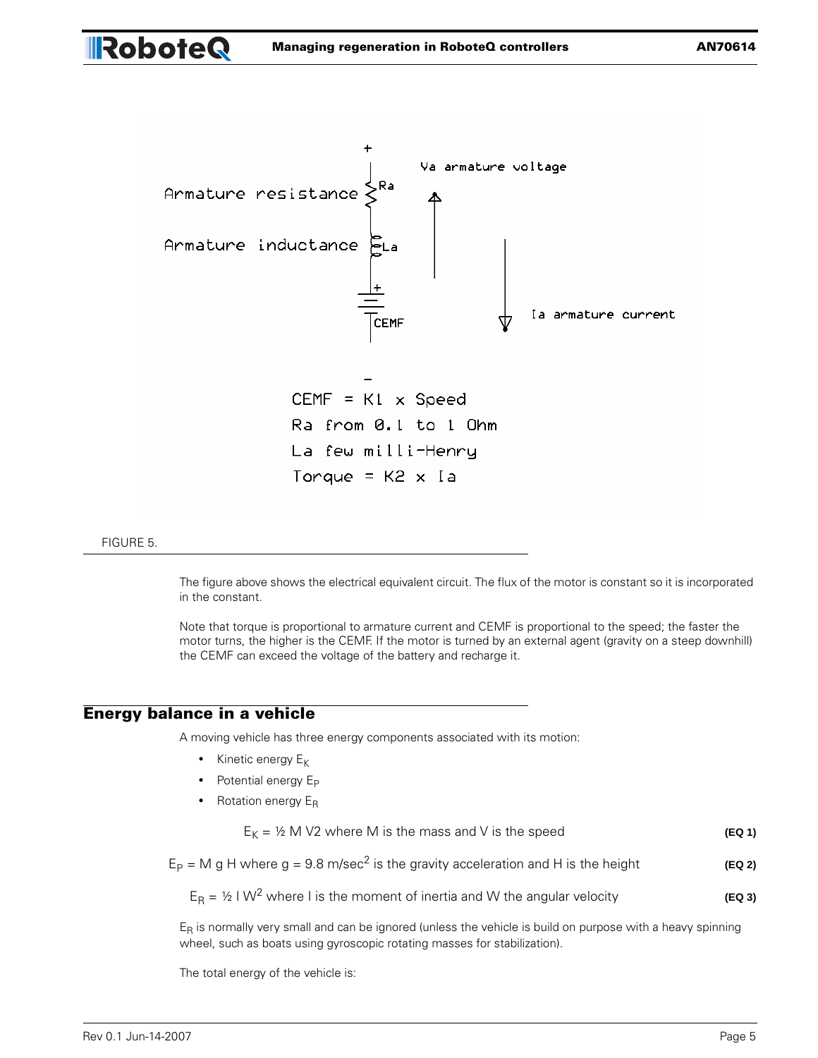FIGURE 5.

The figure above shows the electrical equivalent circuit. The flux of the motor is constant so it is incorporated in the constant.

Note that torque is proportional to armature current and CEMF is proportional to the speed; the faster the motor turns, the higher is the CEMF. If the motor is turned by an external agent (gravity on a steep downhill) the CEMF can exceed the voltage of the battery and recharge it.

## Energy balance in a vehicle

A moving vehicle has three energy components associated with its motion:

- Kinetic energy $E_K$
- Potential energy $E_P$
- Rotation energy $E_R$

$E_K$ = ½ M V2 where M is the mass and V is the speed **(EQ 1)**

$E_P$ = M g H where g = 9.8 m/sec$^2$ is the gravity acceleration and H is the height **(EQ 2)**

$E_R$ = ½ I W$^2$ where I is the moment of inertia and W the angular velocity **(EQ 3)**

$E_R$ is normally very small and can be ignored (unless the vehicle is build on purpose with a heavy spinning wheel, such as boats using gyroscopic rotating masses for stabilization).

The total energy of the vehicle is: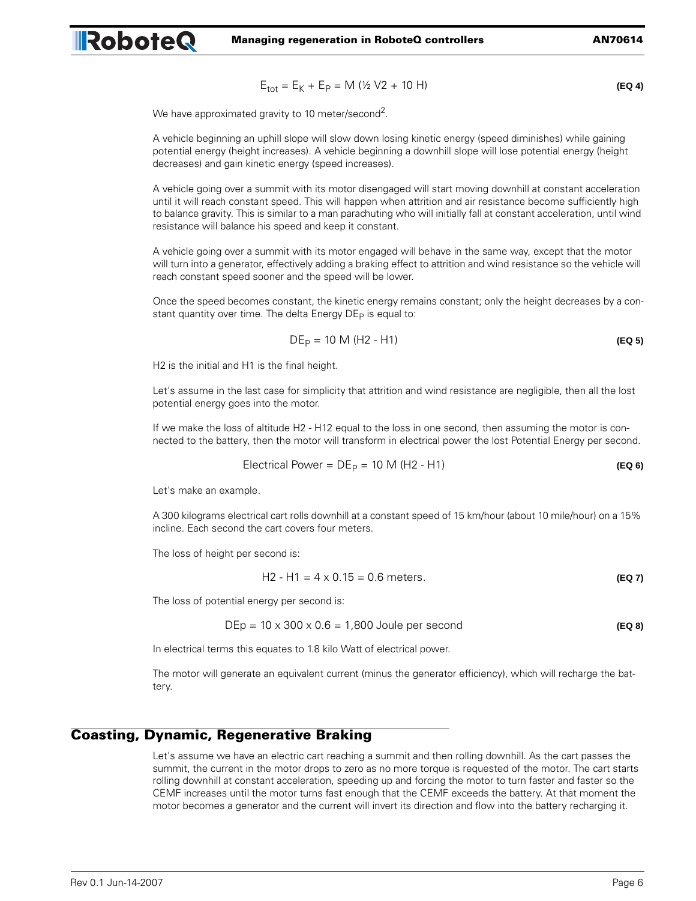$$E_{tot} = E_K + E_P = M (½ V2 + 10 H) \quad \textbf{(EQ 4)}$$

We have approximated gravity to 10 meter/second$^2$.

A vehicle beginning an uphill slope will slow down losing kinetic energy (speed diminishes) while gaining potential energy (height increases). A vehicle beginning a downhill slope will lose potential energy (height decreases) and gain kinetic energy (speed increases).

A vehicle going over a summit with its motor disengaged will start moving downhill at constant acceleration until it will reach constant speed. This will happen when attrition and air resistance become sufficiently high to balance gravity. This is similar to a man parachuting who will initially fall at constant acceleration, until wind resistance will balance his speed and keep it constant.

A vehicle going over a summit with its motor engaged will behave in the same way, except that the motor will turn into a generator, effectively adding a braking effect to attrition and wind resistance so the vehicle will reach constant speed sooner and the speed will be lower.

Once the speed becomes constant, the kinetic energy remains constant; only the height decreases by a constant quantity over time. The delta Energy $DE_P$ is equal to:

$$DE_P = 10 M (H2 - H1) \quad \textbf{(EQ 5)}$$

H2 is the initial and H1 is the final height.

Let's assume in the last case for simplicity that attrition and wind resistance are negligible, then all the lost potential energy goes into the motor.

If we make the loss of altitude H2 - H12 equal to the loss in one second, then assuming the motor is connected to the battery, then the motor will transform in electrical power the lost Potential Energy per second.

$$\text{Electrical Power} = DE_P = 10 M (H2 - H1) \quad \textbf{(EQ 6)}$$

Let's make an example.

A 300 kilograms electrical cart rolls downhill at a constant speed of 15 km/hour (about 10 mile/hour) on a 15% incline. Each second the cart covers four meters.

The loss of height per second is:

$$H2 - H1 = 4 \times 0.15 = 0.6 \text{ meters.} \quad \textbf{(EQ 7)}$$

The loss of potential energy per second is:

$$DEp = 10 \times 300 \times 0.6 = 1{,}800 \text{ Joule per second} \quad \textbf{(EQ 8)}$$

In electrical terms this equates to 1.8 kilo Watt of electrical power.

The motor will generate an equivalent current (minus the generator efficiency), which will recharge the battery.

## Coasting, Dynamic, Regenerative Braking

Let's assume we have an electric cart reaching a summit and then rolling downhill. As the cart passes the summit, the current in the motor drops to zero as no more torque is requested of the motor. The cart starts rolling downhill at constant acceleration, speeding up and forcing the motor to turn faster and faster so the CEMF increases until the motor turns fast enough that the CEMF exceeds the battery. At that moment the motor becomes a generator and the current will invert its direction and flow into the battery recharging it.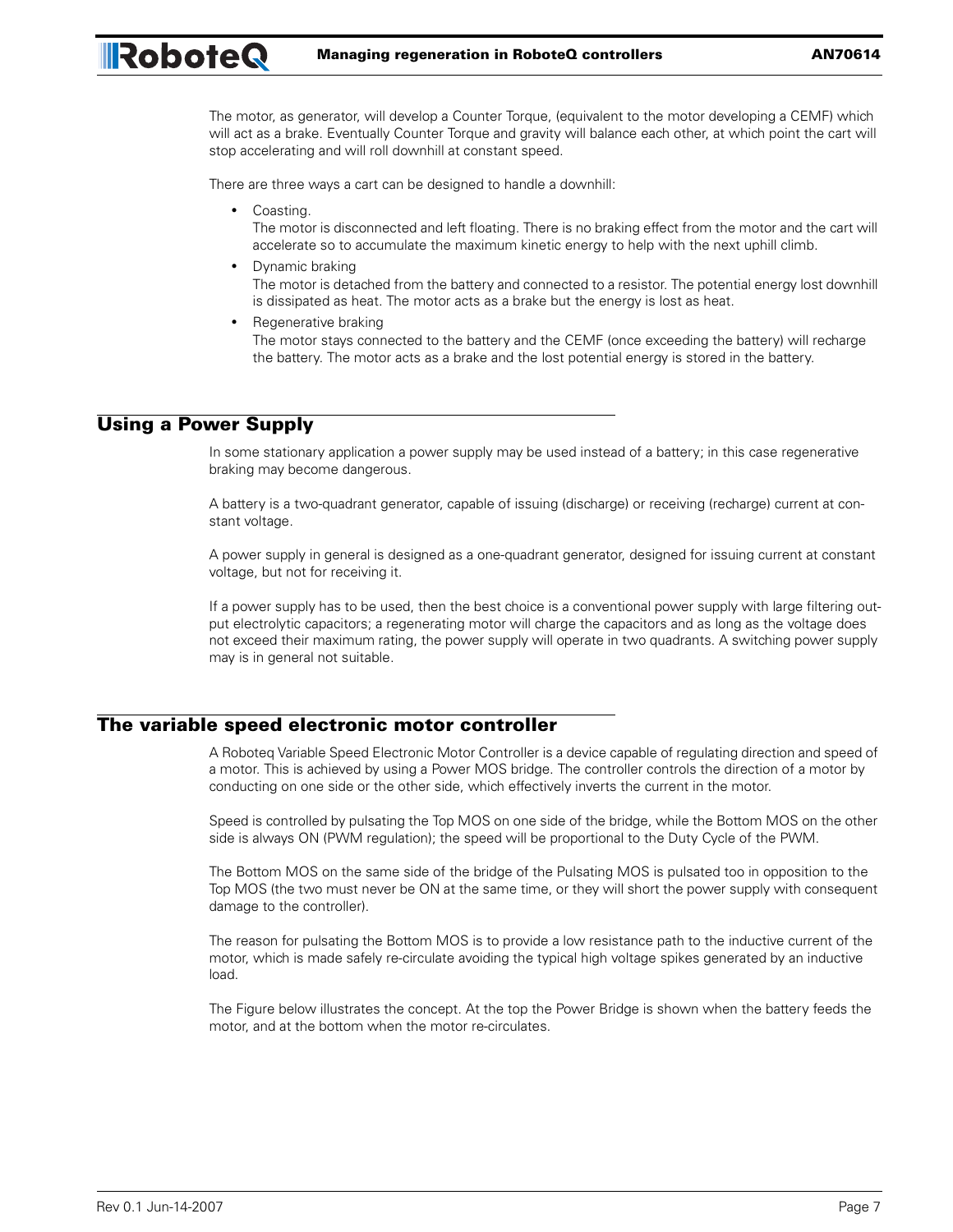The motor, as generator, will develop a Counter Torque, (equivalent to the motor developing a CEMF) which will act as a brake. Eventually Counter Torque and gravity will balance each other, at which point the cart will stop accelerating and will roll downhill at constant speed.

There are three ways a cart can be designed to handle a downhill:

- Coasting.
  The motor is disconnected and left floating. There is no braking effect from the motor and the cart will accelerate so to accumulate the maximum kinetic energy to help with the next uphill climb.
- Dynamic braking
  The motor is detached from the battery and connected to a resistor. The potential energy lost downhill is dissipated as heat. The motor acts as a brake but the energy is lost as heat.
- Regenerative braking
  The motor stays connected to the battery and the CEMF (once exceeding the battery) will recharge the battery. The motor acts as a brake and the lost potential energy is stored in the battery.

## Using a Power Supply

In some stationary application a power supply may be used instead of a battery; in this case regenerative braking may become dangerous.

A battery is a two-quadrant generator, capable of issuing (discharge) or receiving (recharge) current at constant voltage.

A power supply in general is designed as a one-quadrant generator, designed for issuing current at constant voltage, but not for receiving it.

If a power supply has to be used, then the best choice is a conventional power supply with large filtering output electrolytic capacitors; a regenerating motor will charge the capacitors and as long as the voltage does not exceed their maximum rating, the power supply will operate in two quadrants. A switching power supply may is in general not suitable.

## The variable speed electronic motor controller

A Roboteq Variable Speed Electronic Motor Controller is a device capable of regulating direction and speed of a motor. This is achieved by using a Power MOS bridge. The controller controls the direction of a motor by conducting on one side or the other side, which effectively inverts the current in the motor.

Speed is controlled by pulsating the Top MOS on one side of the bridge, while the Bottom MOS on the other side is always ON (PWM regulation); the speed will be proportional to the Duty Cycle of the PWM.

The Bottom MOS on the same side of the bridge of the Pulsating MOS is pulsated too in opposition to the Top MOS (the two must never be ON at the same time, or they will short the power supply with consequent damage to the controller).

The reason for pulsating the Bottom MOS is to provide a low resistance path to the inductive current of the motor, which is made safely re-circulate avoiding the typical high voltage spikes generated by an inductive load.

The Figure below illustrates the concept. At the top the Power Bridge is shown when the battery feeds the motor, and at the bottom when the motor re-circulates.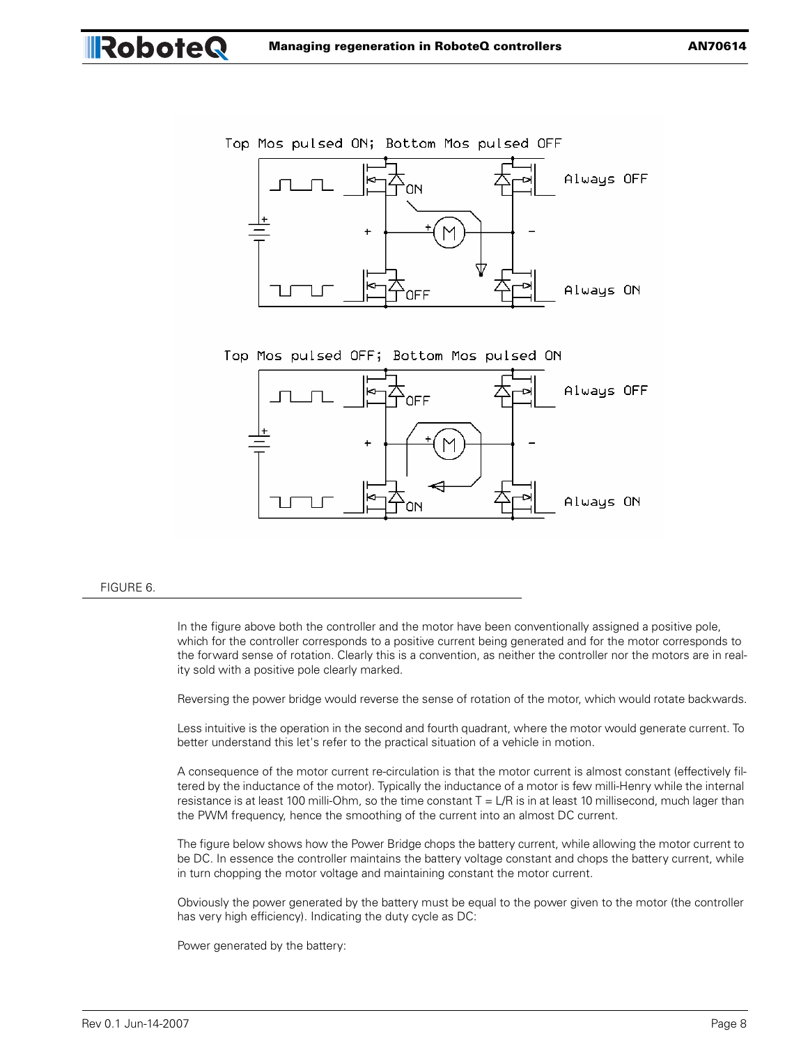FIGURE 6.

In the figure above both the controller and the motor have been conventionally assigned a positive pole, which for the controller corresponds to a positive current being generated and for the motor corresponds to the forward sense of rotation. Clearly this is a convention, as neither the controller nor the motors are in reality sold with a positive pole clearly marked.

Reversing the power bridge would reverse the sense of rotation of the motor, which would rotate backwards.

Less intuitive is the operation in the second and fourth quadrant, where the motor would generate current. To better understand this let's refer to the practical situation of a vehicle in motion.

A consequence of the motor current re-circulation is that the motor current is almost constant (effectively filtered by the inductance of the motor). Typically the inductance of a motor is few milli-Henry while the internal resistance is at least 100 milli-Ohm, so the time constant $T = L/R$ is in at least 10 millisecond, much lager than the PWM frequency, hence the smoothing of the current into an almost DC current.

The figure below shows how the Power Bridge chops the battery current, while allowing the motor current to be DC. In essence the controller maintains the battery voltage constant and chops the battery current, while in turn chopping the motor voltage and maintaining constant the motor current.

Obviously the power generated by the battery must be equal to the power given to the motor (the controller has very high efficiency). Indicating the duty cycle as DC:

Power generated by the battery: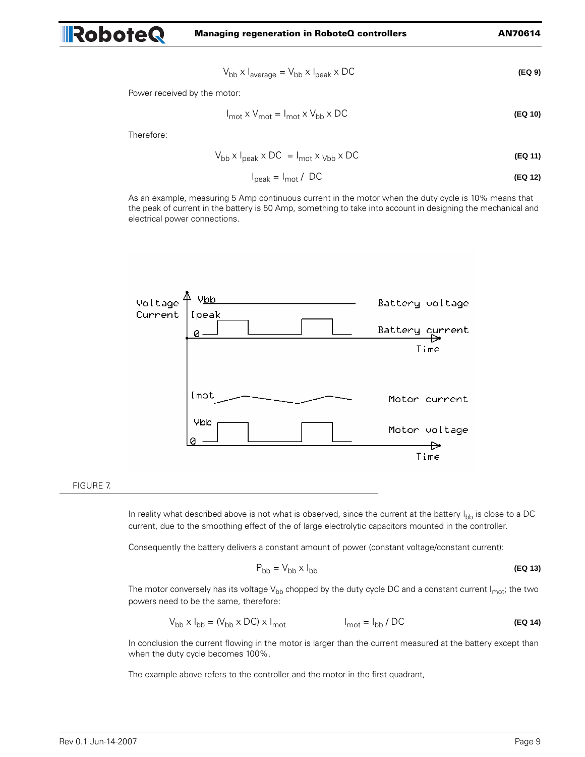$$V_{bb} \times I_{average} = V_{bb} \times I_{peak} \times DC \quad \text{(EQ 9)}$$

Power received by the motor:

$$I_{mot} \times V_{mot} = I_{mot} \times V_{bb} \times DC \quad \text{(EQ 10)}$$

Therefore:

$$V_{bb} \times I_{peak} \times DC = I_{mot} \times V_{bb} \times DC \quad \text{(EQ 11)}$$

$$I_{peak} = I_{mot} / DC \quad \text{(EQ 12)}$$

As an example, measuring 5 Amp continuous current in the motor when the duty cycle is 10% means that the peak of current in the battery is 50 Amp, something to take into account in designing the mechanical and electrical power connections.

FIGURE 7.

In reality what described above is not what is observed, since the current at the battery $I_{bb}$ is close to a DC current, due to the smoothing effect of the of large electrolytic capacitors mounted in the controller.

Consequently the battery delivers a constant amount of power (constant voltage/constant current):

$$P_{bb} = V_{bb} \times I_{bb} \quad \text{(EQ 13)}$$

The motor conversely has its voltage $V_{bb}$ chopped by the duty cycle DC and a constant current $I_{mot}$; the two powers need to be the same, therefore:

$$V_{bb} \times I_{bb} = (V_{bb} \times DC) \times I_{mot} \qquad I_{mot} = I_{bb} / DC \quad \text{(EQ 14)}$$

In conclusion the current flowing in the motor is larger than the current measured at the battery except than when the duty cycle becomes 100%.

The example above refers to the controller and the motor in the first quadrant,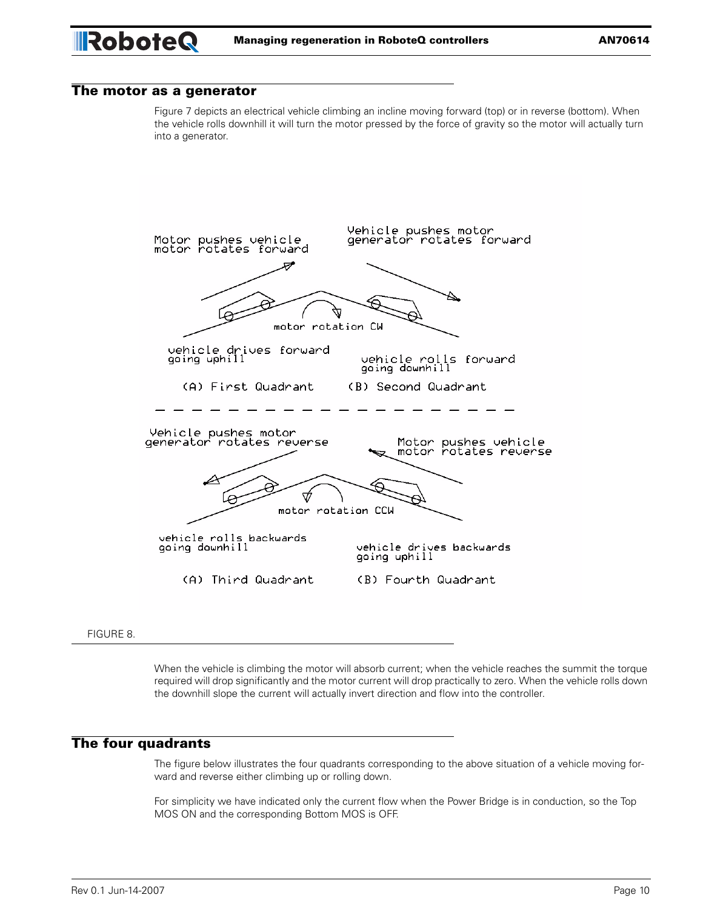## The motor as a generator

Figure 7 depicts an electrical vehicle climbing an incline moving forward (top) or in reverse (bottom). When the vehicle rolls downhill it will turn the motor pressed by the force of gravity so the motor will actually turn into a generator.

FIGURE 8.

When the vehicle is climbing the motor will absorb current; when the vehicle reaches the summit the torque required will drop significantly and the motor current will drop practically to zero. When the vehicle rolls down the downhill slope the current will actually invert direction and flow into the controller.

## The four quadrants

The figure below illustrates the four quadrants corresponding to the above situation of a vehicle moving forward and reverse either climbing up or rolling down.

For simplicity we have indicated only the current flow when the Power Bridge is in conduction, so the Top MOS ON and the corresponding Bottom MOS is OFF.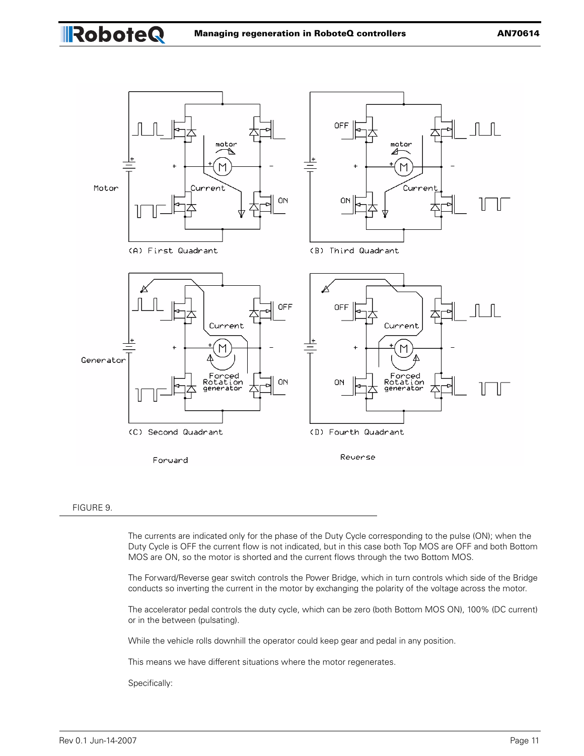FIGURE 9.

The currents are indicated only for the phase of the Duty Cycle corresponding to the pulse (ON); when the Duty Cycle is OFF the current flow is not indicated, but in this case both Top MOS are OFF and both Bottom MOS are ON, so the motor is shorted and the current flows through the two Bottom MOS.

The Forward/Reverse gear switch controls the Power Bridge, which in turn controls which side of the Bridge conducts so inverting the current in the motor by exchanging the polarity of the voltage across the motor.

The accelerator pedal controls the duty cycle, which can be zero (both Bottom MOS ON), 100% (DC current) or in the between (pulsating).

While the vehicle rolls downhill the operator could keep gear and pedal in any position.

This means we have different situations where the motor regenerates.

Specifically: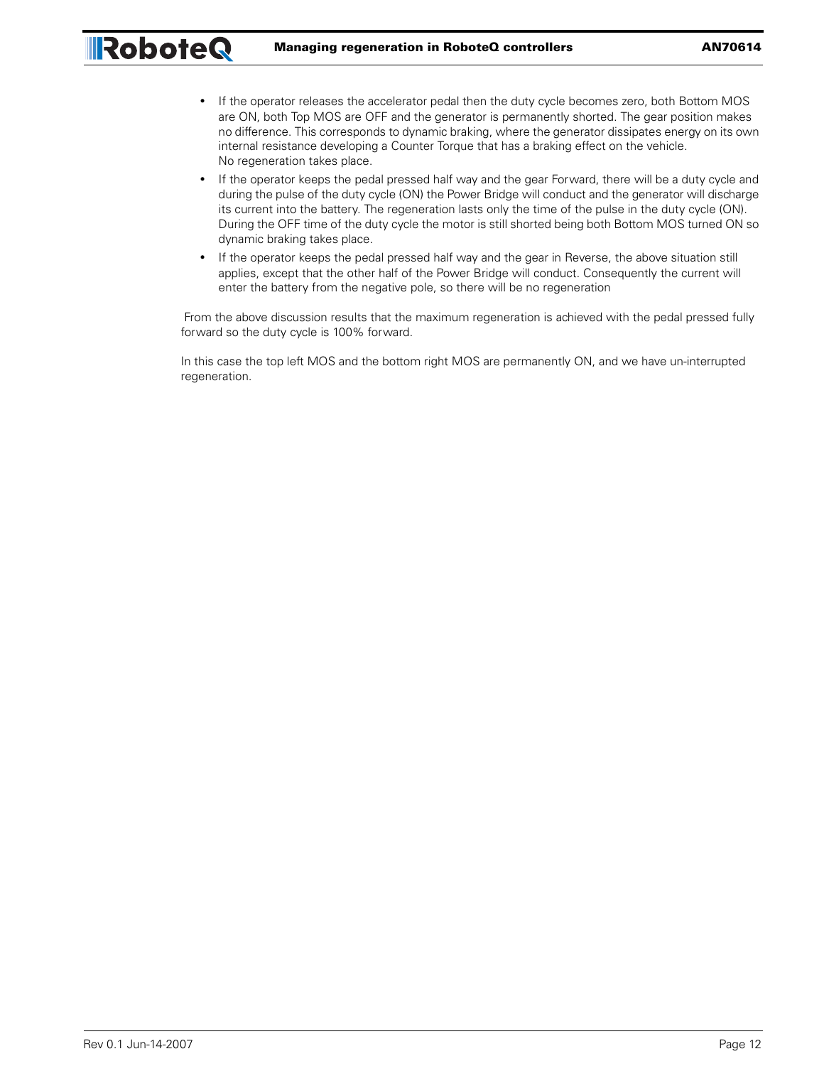- If the operator releases the accelerator pedal then the duty cycle becomes zero, both Bottom MOS are ON, both Top MOS are OFF and the generator is permanently shorted. The gear position makes no difference. This corresponds to dynamic braking, where the generator dissipates energy on its own internal resistance developing a Counter Torque that has a braking effect on the vehicle.
  No regeneration takes place.
- If the operator keeps the pedal pressed half way and the gear Forward, there will be a duty cycle and during the pulse of the duty cycle (ON) the Power Bridge will conduct and the generator will discharge its current into the battery. The regeneration lasts only the time of the pulse in the duty cycle (ON). During the OFF time of the duty cycle the motor is still shorted being both Bottom MOS turned ON so dynamic braking takes place.
- If the operator keeps the pedal pressed half way and the gear in Reverse, the above situation still applies, except that the other half of the Power Bridge will conduct. Consequently the current will enter the battery from the negative pole, so there will be no regeneration

From the above discussion results that the maximum regeneration is achieved with the pedal pressed fully forward so the duty cycle is 100% forward.

In this case the top left MOS and the bottom right MOS are permanently ON, and we have un-interrupted regeneration.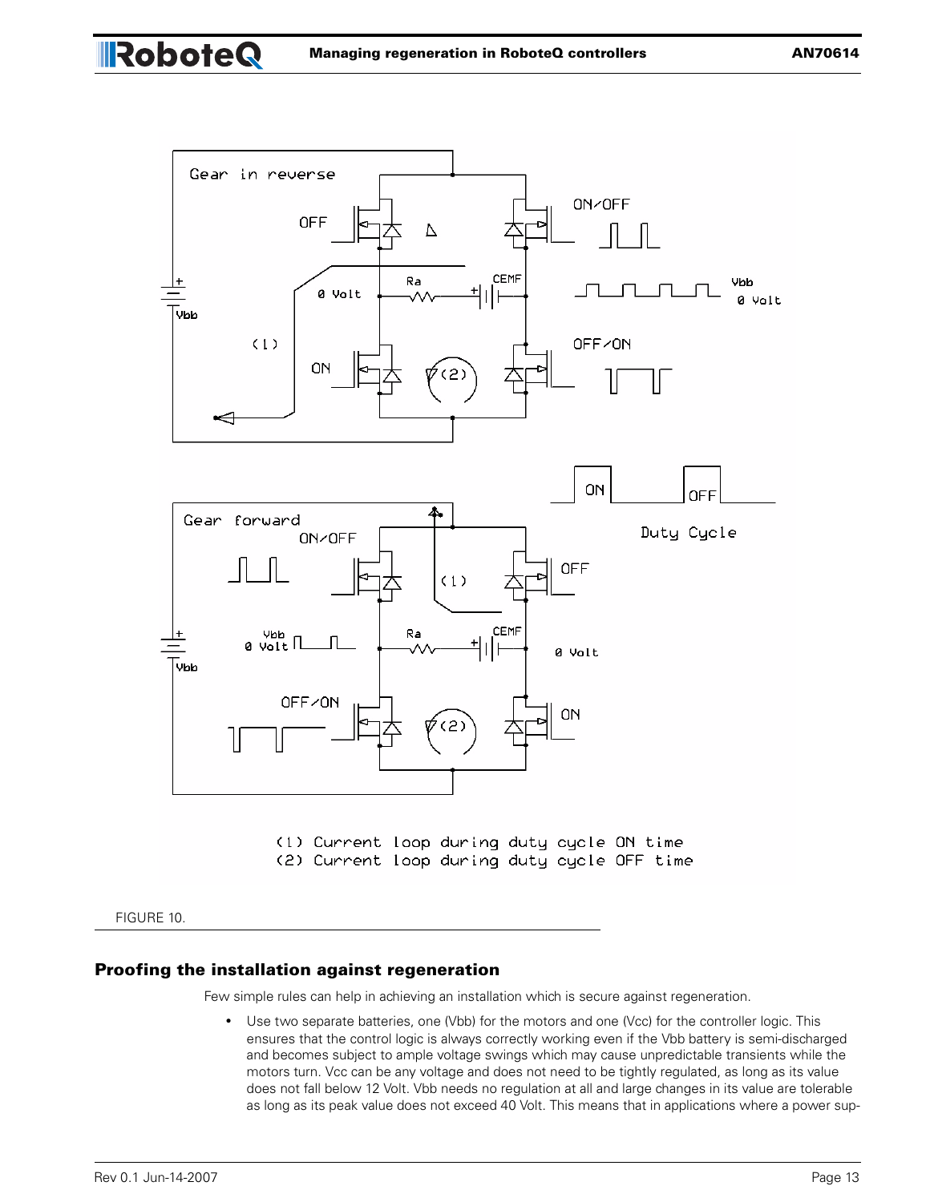FIGURE 10.

## Proofing the installation against regeneration

Few simple rules can help in achieving an installation which is secure against regeneration.

- Use two separate batteries, one (Vbb) for the motors and one (Vcc) for the controller logic. This ensures that the control logic is always correctly working even if the Vbb battery is semi-discharged and becomes subject to ample voltage swings which may cause unpredictable transients while the motors turn. Vcc can be any voltage and does not need to be tightly regulated, as long as its value does not fall below 12 Volt. Vbb needs no regulation at all and large changes in its value are tolerable as long as its peak value does not exceed 40 Volt. This means that in applications where a power sup-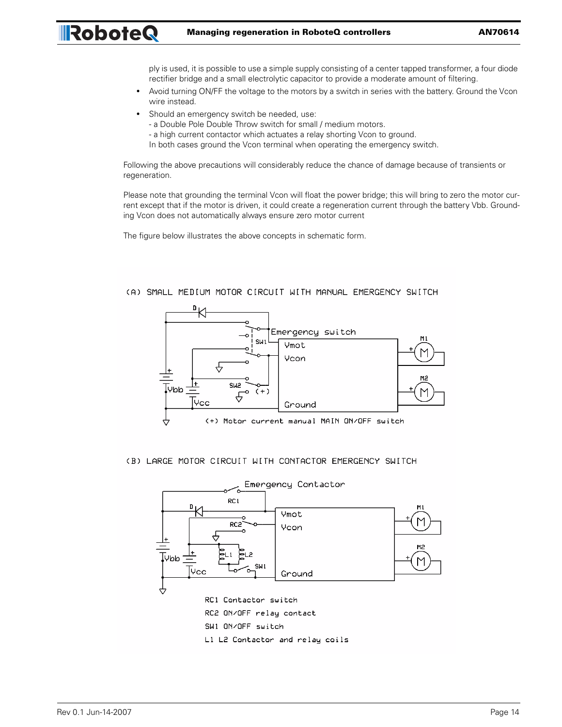ply is used, it is possible to use a simple supply consisting of a center tapped transformer, a four diode rectifier bridge and a small electrolytic capacitor to provide a moderate amount of filtering.

- Avoid turning ON/FF the voltage to the motors by a switch in series with the battery. Ground the Vcon wire instead.
- Should an emergency switch be needed, use:
  - a Double Pole Double Throw switch for small / medium motors.
  - a high current contactor which actuates a relay shorting Vcon to ground.

  In both cases ground the Vcon terminal when operating the emergency switch.

Following the above precautions will considerably reduce the chance of damage because of transients or regeneration.

Please note that grounding the terminal Vcon will float the power bridge; this will bring to zero the motor current except that if the motor is driven, it could create a regeneration current through the battery Vbb. Grounding Vcon does not automatically always ensure zero motor current

The figure below illustrates the above concepts in schematic form.

(A) SMALL MEDIUM MOTOR CIRCUIT WITH MANUAL EMERGENCY SWITCH

(+) Motor current manual MAIN ON/OFF switch

(B) LARGE MOTOR CIRCUIT WITH CONTACTOR EMERGENCY SWITCH

RC1 Contactor switch
RC2 ON/OFF relay contact
SW1 ON/OFF switch
L1 L2 Contactor and relay coils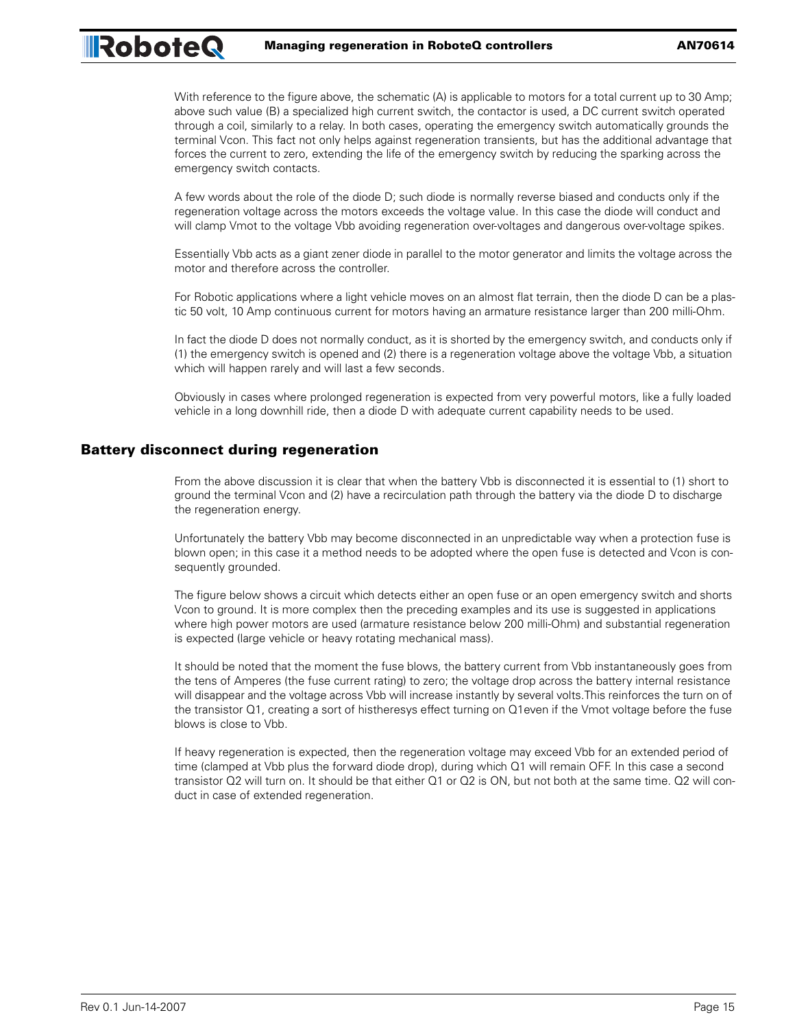With reference to the figure above, the schematic (A) is applicable to motors for a total current up to 30 Amp; above such value (B) a specialized high current switch, the contactor is used, a DC current switch operated through a coil, similarly to a relay. In both cases, operating the emergency switch automatically grounds the terminal Vcon. This fact not only helps against regeneration transients, but has the additional advantage that forces the current to zero, extending the life of the emergency switch by reducing the sparking across the emergency switch contacts.

A few words about the role of the diode D; such diode is normally reverse biased and conducts only if the regeneration voltage across the motors exceeds the voltage value. In this case the diode will conduct and will clamp Vmot to the voltage Vbb avoiding regeneration over-voltages and dangerous over-voltage spikes.

Essentially Vbb acts as a giant zener diode in parallel to the motor generator and limits the voltage across the motor and therefore across the controller.

For Robotic applications where a light vehicle moves on an almost flat terrain, then the diode D can be a plastic 50 volt, 10 Amp continuous current for motors having an armature resistance larger than 200 milli-Ohm.

In fact the diode D does not normally conduct, as it is shorted by the emergency switch, and conducts only if (1) the emergency switch is opened and (2) there is a regeneration voltage above the voltage Vbb, a situation which will happen rarely and will last a few seconds.

Obviously in cases where prolonged regeneration is expected from very powerful motors, like a fully loaded vehicle in a long downhill ride, then a diode D with adequate current capability needs to be used.

## Battery disconnect during regeneration

From the above discussion it is clear that when the battery Vbb is disconnected it is essential to (1) short to ground the terminal Vcon and (2) have a recirculation path through the battery via the diode D to discharge the regeneration energy.

Unfortunately the battery Vbb may become disconnected in an unpredictable way when a protection fuse is blown open; in this case it a method needs to be adopted where the open fuse is detected and Vcon is consequently grounded.

The figure below shows a circuit which detects either an open fuse or an open emergency switch and shorts Vcon to ground. It is more complex then the preceding examples and its use is suggested in applications where high power motors are used (armature resistance below 200 milli-Ohm) and substantial regeneration is expected (large vehicle or heavy rotating mechanical mass).

It should be noted that the moment the fuse blows, the battery current from Vbb instantaneously goes from the tens of Amperes (the fuse current rating) to zero; the voltage drop across the battery internal resistance will disappear and the voltage across Vbb will increase instantly by several volts.This reinforces the turn on of the transistor Q1, creating a sort of histheresys effect turning on Q1even if the Vmot voltage before the fuse blows is close to Vbb.

If heavy regeneration is expected, then the regeneration voltage may exceed Vbb for an extended period of time (clamped at Vbb plus the forward diode drop), during which Q1 will remain OFF. In this case a second transistor Q2 will turn on. It should be that either Q1 or Q2 is ON, but not both at the same time. Q2 will conduct in case of extended regeneration.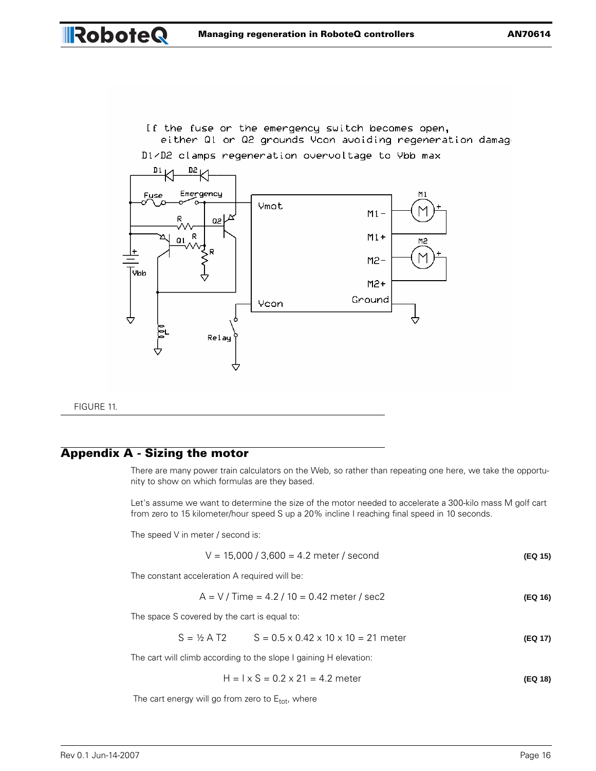FIGURE 11.

## Appendix A - Sizing the motor

There are many power train calculators on the Web, so rather than repeating one here, we take the opportunity to show on which formulas are they based.

Let's assume we want to determine the size of the motor needed to accelerate a 300-kilo mass M golf cart from zero to 15 kilometer/hour speed S up a 20% incline I reaching final speed in 10 seconds.

The speed V in meter / second is:

$$V = 15{,}000 / 3{,}600 = 4.2 \text{ meter / second} \qquad \textbf{(EQ 15)}$$

The constant acceleration A required will be:

$$A = V / \text{Time} = 4.2 / 10 = 0.42 \text{ meter / sec2} \qquad \textbf{(EQ 16)}$$

The space S covered by the cart is equal to:

$$S = \tfrac{1}{2} A T2 \qquad S = 0.5 \times 0.42 \times 10 \times 10 = 21 \text{ meter} \qquad \textbf{(EQ 17)}$$

The cart will climb according to the slope I gaining H elevation:

$$H = I \times S = 0.2 \times 21 = 4.2 \text{ meter} \qquad \textbf{(EQ 18)}$$

The cart energy will go from zero to $E_{tot}$, where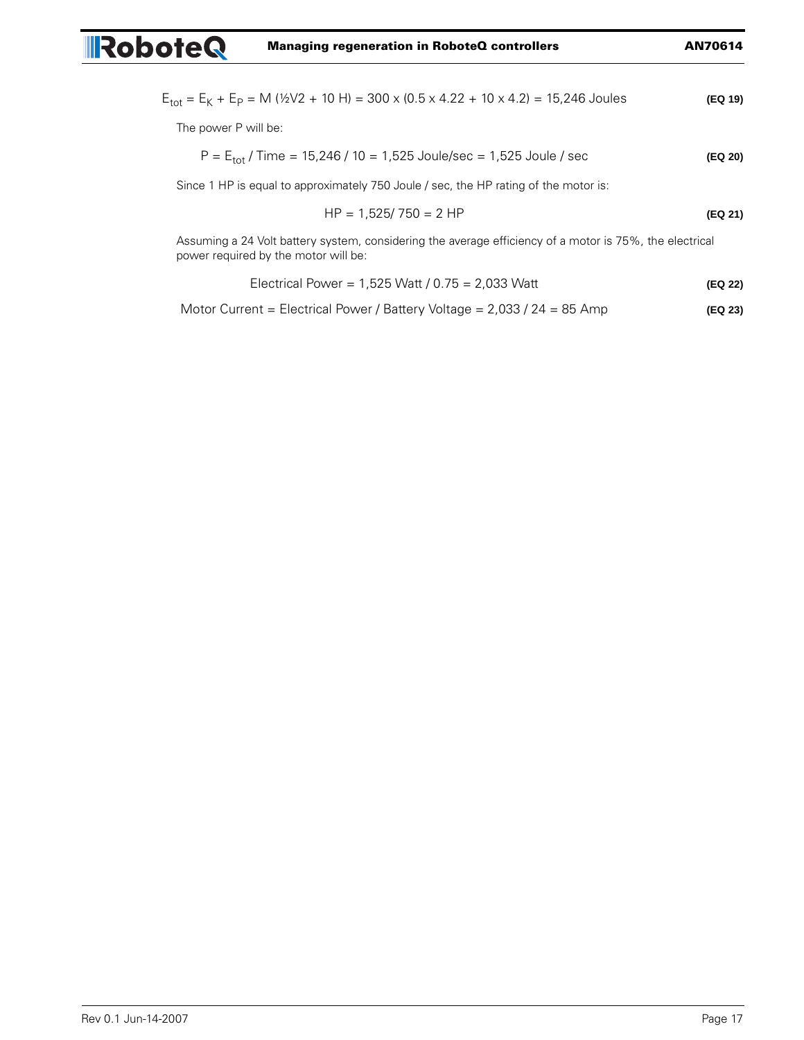$$E_{tot} = E_K + E_P = M\ (½V2 + 10\ H) = 300 \times (0.5 \times 4.22 + 10 \times 4.2) = 15{,}246 \text{ Joules} \quad \text{(EQ 19)}$$

The power P will be:

$$P = E_{tot} / \text{Time} = 15{,}246 / 10 = 1{,}525 \text{ Joule/sec} = 1{,}525 \text{ Joule / sec} \quad \text{(EQ 20)}$$

Since 1 HP is equal to approximately 750 Joule / sec, the HP rating of the motor is:

$$HP = 1{,}525 / 750 = 2\ HP \quad \text{(EQ 21)}$$

Assuming a 24 Volt battery system, considering the average efficiency of a motor is 75%, the electrical power required by the motor will be:

$$\text{Electrical Power} = 1{,}525 \text{ Watt} / 0.75 = 2{,}033 \text{ Watt} \quad \text{(EQ 22)}$$

$$\text{Motor Current} = \text{Electrical Power} / \text{Battery Voltage} = 2{,}033 / 24 = 85 \text{ Amp} \quad \text{(EQ 23)}$$